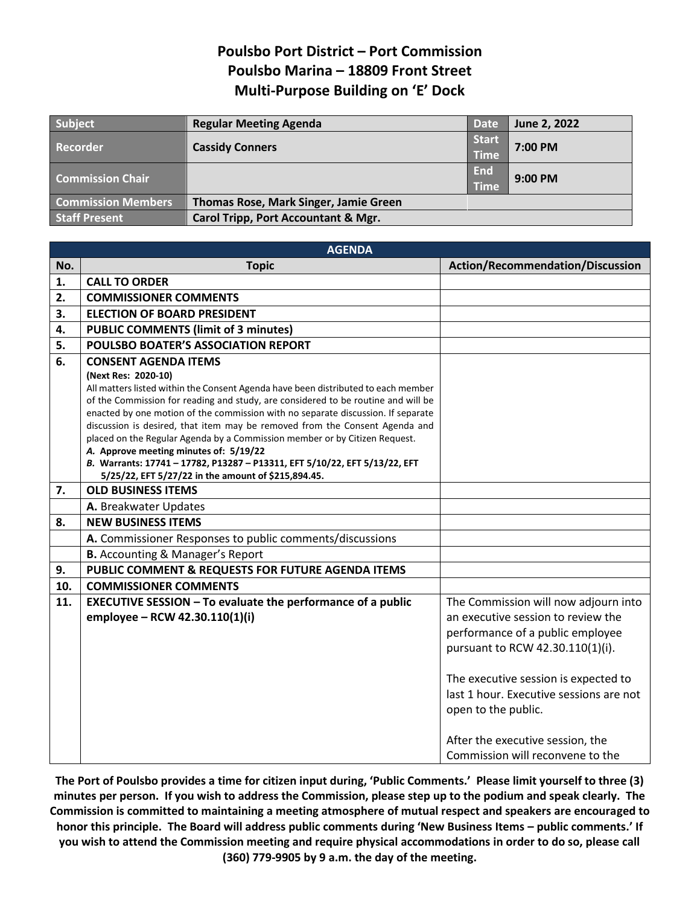# Poulsbo Port District – Port Commission
# Poulsbo Marina – 18809 Front Street
# Multi-Purpose Building on 'E' Dock

| Subject | Regular Meeting Agenda | Date | June 2, 2022 |
|---|---|---|---|
| Recorder | Cassidy Conners | Start Time | 7:00 PM |
| Commission Chair | | End Time | 9:00 PM |
| Commission Members | Thomas Rose, Mark Singer, Jamie Green | | |
| Staff Present | Carol Tripp, Port Accountant & Mgr. | | |

| AGENDA | | |
|---|---|---|
| **No.** | **Topic** | **Action/Recommendation/Discussion** |
| **1.** | **CALL TO ORDER** | |
| **2.** | **COMMISSIONER COMMENTS** | |
| **3.** | **ELECTION OF BOARD PRESIDENT** | |
| **4.** | **PUBLIC COMMENTS (limit of 3 minutes)** | |
| **5.** | **POULSBO BOATER'S ASSOCIATION REPORT** | |
| **6.** | **CONSENT AGENDA ITEMS** **(Next Res: 2020-10)** All matters listed within the Consent Agenda have been distributed to each member of the Commission for reading and study, are considered to be routine and will be enacted by one motion of the commission with no separate discussion. If separate discussion is desired, that item may be removed from the Consent Agenda and placed on the Regular Agenda by a Commission member or by Citizen Request. ***A.* Approve meeting minutes of: 5/19/22** ***B.* Warrants: 17741 – 17782, P13287 – P13311, EFT 5/10/22, EFT 5/13/22, EFT 5/25/22, EFT 5/27/22 in the amount of $215,894.45.** | |
| **7.** | **OLD BUSINESS ITEMS** | |
| | **A.** Breakwater Updates | |
| **8.** | **NEW BUSINESS ITEMS** | |
| | **A.** Commissioner Responses to public comments/discussions | |
| | **B.** Accounting & Manager's Report | |
| **9.** | **PUBLIC COMMENT & REQUESTS FOR FUTURE AGENDA ITEMS** | |
| **10.** | **COMMISSIONER COMMENTS** | |
| **11.** | **EXECUTIVE SESSION – To evaluate the performance of a public employee – RCW 42.30.110(1)(i)** | The Commission will now adjourn into an executive session to review the performance of a public employee pursuant to RCW 42.30.110(1)(i). The executive session is expected to last 1 hour. Executive sessions are not open to the public. After the executive session, the Commission will reconvene to the |

**The Port of Poulsbo provides a time for citizen input during, 'Public Comments.' Please limit yourself to three (3) minutes per person. If you wish to address the Commission, please step up to the podium and speak clearly. The Commission is committed to maintaining a meeting atmosphere of mutual respect and speakers are encouraged to honor this principle. The Board will address public comments during 'New Business Items – public comments.' If you wish to attend the Commission meeting and require physical accommodations in order to do so, please call (360) 779-9905 by 9 a.m. the day of the meeting.**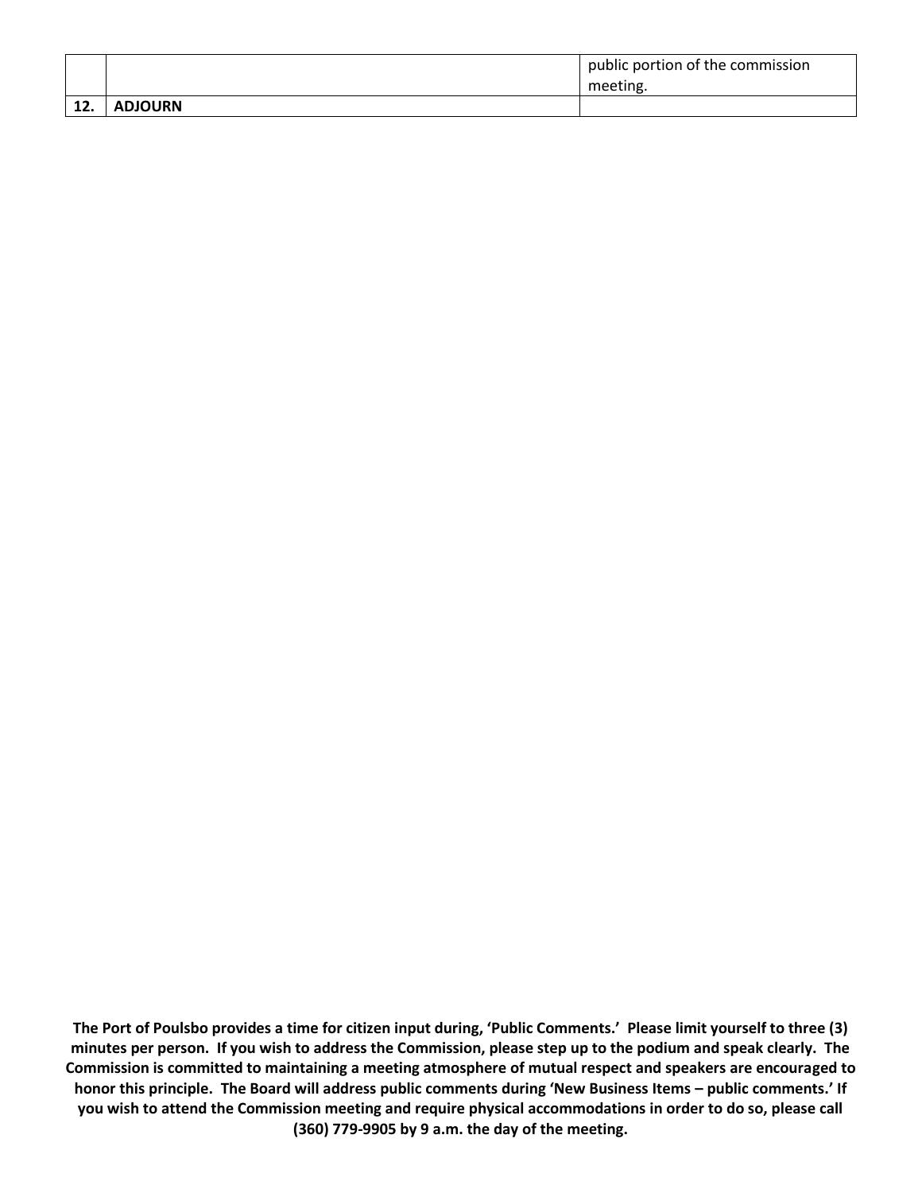| | | |
|---|---|---|
| | | public portion of the commission meeting. |
| **12.** | **ADJOURN** | |

**The Port of Poulsbo provides a time for citizen input during, 'Public Comments.' Please limit yourself to three (3) minutes per person. If you wish to address the Commission, please step up to the podium and speak clearly. The Commission is committed to maintaining a meeting atmosphere of mutual respect and speakers are encouraged to honor this principle. The Board will address public comments during 'New Business Items – public comments.' If you wish to attend the Commission meeting and require physical accommodations in order to do so, please call (360) 779-9905 by 9 a.m. the day of the meeting.**